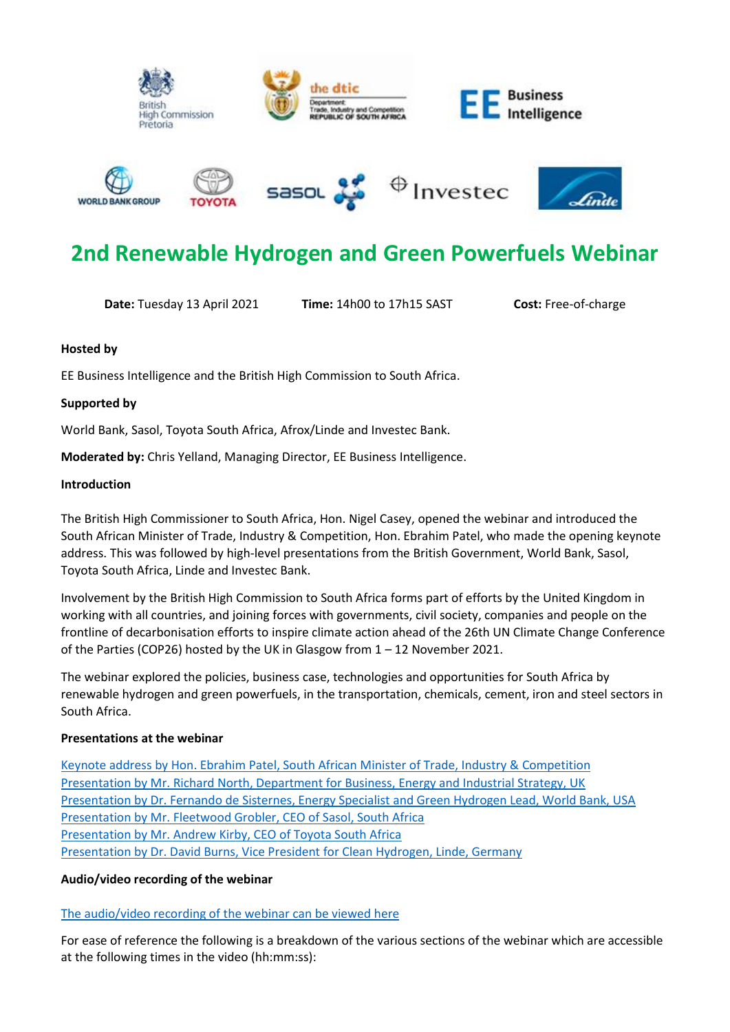# 2nd Renewable Hydrogen and Green Powerfuels Webinar

**Date:** Tuesday 13 April 2021 **Time:** 14h00 to 17h15 SAST **Cost:** Free-of-charge

**Hosted by**

EE Business Intelligence and the British High Commission to South Africa.

**Supported by**

World Bank, Sasol, Toyota South Africa, Afrox/Linde and Investec Bank.

**Moderated by:** Chris Yelland, Managing Director, EE Business Intelligence.

**Introduction**

The British High Commissioner to South Africa, Hon. Nigel Casey, opened the webinar and introduced the South African Minister of Trade, Industry & Competition, Hon. Ebrahim Patel, who made the opening keynote address. This was followed by high-level presentations from the British Government, World Bank, Sasol, Toyota South Africa, Linde and Investec Bank.

Involvement by the British High Commission to South Africa forms part of efforts by the United Kingdom in working with all countries, and joining forces with governments, civil society, companies and people on the frontline of decarbonisation efforts to inspire climate action ahead of the 26th UN Climate Change Conference of the Parties (COP26) hosted by the UK in Glasgow from 1 – 12 November 2021.

The webinar explored the policies, business case, technologies and opportunities for South Africa by renewable hydrogen and green powerfuels, in the transportation, chemicals, cement, iron and steel sectors in South Africa.

**Presentations at the webinar**

Keynote address by Hon. Ebrahim Patel, South African Minister of Trade, Industry & Competition
Presentation by Mr. Richard North, Department for Business, Energy and Industrial Strategy, UK
Presentation by Dr. Fernando de Sisternes, Energy Specialist and Green Hydrogen Lead, World Bank, USA
Presentation by Mr. Fleetwood Grobler, CEO of Sasol, South Africa
Presentation by Mr. Andrew Kirby, CEO of Toyota South Africa
Presentation by Dr. David Burns, Vice President for Clean Hydrogen, Linde, Germany

**Audio/video recording of the webinar**

The audio/video recording of the webinar can be viewed here

For ease of reference the following is a breakdown of the various sections of the webinar which are accessible at the following times in the video (hh:mm:ss):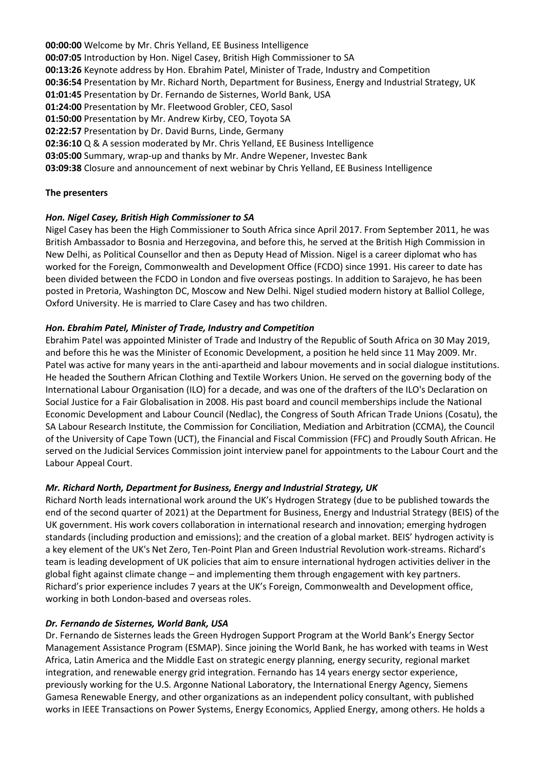**00:00:00** Welcome by Mr. Chris Yelland, EE Business Intelligence
**00:07:05** Introduction by Hon. Nigel Casey, British High Commissioner to SA
**00:13:26** Keynote address by Hon. Ebrahim Patel, Minister of Trade, Industry and Competition
**00:36:54** Presentation by Mr. Richard North, Department for Business, Energy and Industrial Strategy, UK
**01:01:45** Presentation by Dr. Fernando de Sisternes, World Bank, USA
**01:24:00** Presentation by Mr. Fleetwood Grobler, CEO, Sasol
**01:50:00** Presentation by Mr. Andrew Kirby, CEO, Toyota SA
**02:22:57** Presentation by Dr. David Burns, Linde, Germany
**02:36:10** Q & A session moderated by Mr. Chris Yelland, EE Business Intelligence
**03:05:00** Summary, wrap-up and thanks by Mr. Andre Wepener, Investec Bank
**03:09:38** Closure and announcement of next webinar by Chris Yelland, EE Business Intelligence

**The presenters**

***Hon. Nigel Casey, British High Commissioner to SA***

Nigel Casey has been the High Commissioner to South Africa since April 2017. From September 2011, he was British Ambassador to Bosnia and Herzegovina, and before this, he served at the British High Commission in New Delhi, as Political Counsellor and then as Deputy Head of Mission. Nigel is a career diplomat who has worked for the Foreign, Commonwealth and Development Office (FCDO) since 1991. His career to date has been divided between the FCDO in London and five overseas postings. In addition to Sarajevo, he has been posted in Pretoria, Washington DC, Moscow and New Delhi. Nigel studied modern history at Balliol College, Oxford University. He is married to Clare Casey and has two children.

***Hon. Ebrahim Patel, Minister of Trade, Industry and Competition***

Ebrahim Patel was appointed Minister of Trade and Industry of the Republic of South Africa on 30 May 2019, and before this he was the Minister of Economic Development, a position he held since 11 May 2009. Mr. Patel was active for many years in the anti-apartheid and labour movements and in social dialogue institutions. He headed the Southern African Clothing and Textile Workers Union. He served on the governing body of the International Labour Organisation (ILO) for a decade, and was one of the drafters of the ILO's Declaration on Social Justice for a Fair Globalisation in 2008. His past board and council memberships include the National Economic Development and Labour Council (Nedlac), the Congress of South African Trade Unions (Cosatu), the SA Labour Research Institute, the Commission for Conciliation, Mediation and Arbitration (CCMA), the Council of the University of Cape Town (UCT), the Financial and Fiscal Commission (FFC) and Proudly South African. He served on the Judicial Services Commission joint interview panel for appointments to the Labour Court and the Labour Appeal Court.

***Mr. Richard North, Department for Business, Energy and Industrial Strategy, UK***

Richard North leads international work around the UK's Hydrogen Strategy (due to be published towards the end of the second quarter of 2021) at the Department for Business, Energy and Industrial Strategy (BEIS) of the UK government. His work covers collaboration in international research and innovation; emerging hydrogen standards (including production and emissions); and the creation of a global market. BEIS' hydrogen activity is a key element of the UK's Net Zero, Ten-Point Plan and Green Industrial Revolution work-streams. Richard's team is leading development of UK policies that aim to ensure international hydrogen activities deliver in the global fight against climate change – and implementing them through engagement with key partners. Richard's prior experience includes 7 years at the UK's Foreign, Commonwealth and Development office, working in both London-based and overseas roles.

***Dr. Fernando de Sisternes, World Bank, USA***

Dr. Fernando de Sisternes leads the Green Hydrogen Support Program at the World Bank's Energy Sector Management Assistance Program (ESMAP). Since joining the World Bank, he has worked with teams in West Africa, Latin America and the Middle East on strategic energy planning, energy security, regional market integration, and renewable energy grid integration. Fernando has 14 years energy sector experience, previously working for the U.S. Argonne National Laboratory, the International Energy Agency, Siemens Gamesa Renewable Energy, and other organizations as an independent policy consultant, with published works in IEEE Transactions on Power Systems, Energy Economics, Applied Energy, among others. He holds a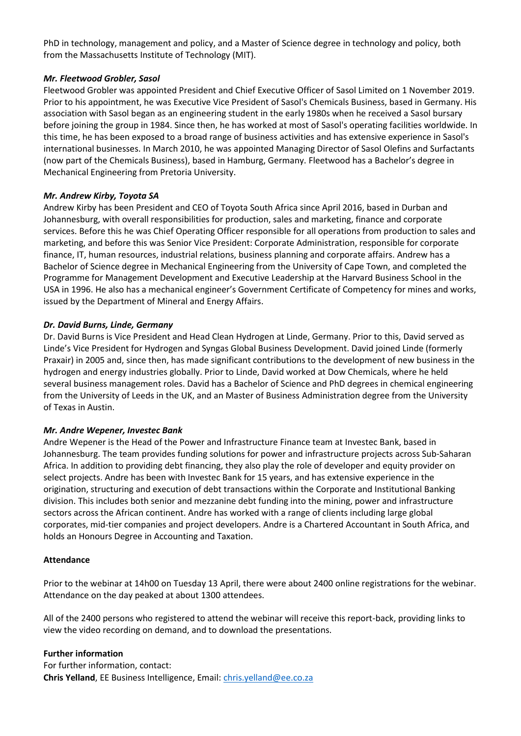PhD in technology, management and policy, and a Master of Science degree in technology and policy, both from the Massachusetts Institute of Technology (MIT).

***Mr. Fleetwood Grobler, Sasol***

Fleetwood Grobler was appointed President and Chief Executive Officer of Sasol Limited on 1 November 2019. Prior to his appointment, he was Executive Vice President of Sasol's Chemicals Business, based in Germany. His association with Sasol began as an engineering student in the early 1980s when he received a Sasol bursary before joining the group in 1984. Since then, he has worked at most of Sasol's operating facilities worldwide. In this time, he has been exposed to a broad range of business activities and has extensive experience in Sasol's international businesses. In March 2010, he was appointed Managing Director of Sasol Olefins and Surfactants (now part of the Chemicals Business), based in Hamburg, Germany. Fleetwood has a Bachelor's degree in Mechanical Engineering from Pretoria University.

***Mr. Andrew Kirby, Toyota SA***

Andrew Kirby has been President and CEO of Toyota South Africa since April 2016, based in Durban and Johannesburg, with overall responsibilities for production, sales and marketing, finance and corporate services. Before this he was Chief Operating Officer responsible for all operations from production to sales and marketing, and before this was Senior Vice President: Corporate Administration, responsible for corporate finance, IT, human resources, industrial relations, business planning and corporate affairs. Andrew has a Bachelor of Science degree in Mechanical Engineering from the University of Cape Town, and completed the Programme for Management Development and Executive Leadership at the Harvard Business School in the USA in 1996. He also has a mechanical engineer's Government Certificate of Competency for mines and works, issued by the Department of Mineral and Energy Affairs.

***Dr. David Burns, Linde, Germany***

Dr. David Burns is Vice President and Head Clean Hydrogen at Linde, Germany. Prior to this, David served as Linde's Vice President for Hydrogen and Syngas Global Business Development. David joined Linde (formerly Praxair) in 2005 and, since then, has made significant contributions to the development of new business in the hydrogen and energy industries globally. Prior to Linde, David worked at Dow Chemicals, where he held several business management roles. David has a Bachelor of Science and PhD degrees in chemical engineering from the University of Leeds in the UK, and an Master of Business Administration degree from the University of Texas in Austin.

***Mr. Andre Wepener, Investec Bank***

Andre Wepener is the Head of the Power and Infrastructure Finance team at Investec Bank, based in Johannesburg. The team provides funding solutions for power and infrastructure projects across Sub-Saharan Africa. In addition to providing debt financing, they also play the role of developer and equity provider on select projects. Andre has been with Investec Bank for 15 years, and has extensive experience in the origination, structuring and execution of debt transactions within the Corporate and Institutional Banking division. This includes both senior and mezzanine debt funding into the mining, power and infrastructure sectors across the African continent. Andre has worked with a range of clients including large global corporates, mid-tier companies and project developers. Andre is a Chartered Accountant in South Africa, and holds an Honours Degree in Accounting and Taxation.

**Attendance**

Prior to the webinar at 14h00 on Tuesday 13 April, there were about 2400 online registrations for the webinar. Attendance on the day peaked at about 1300 attendees.

All of the 2400 persons who registered to attend the webinar will receive this report-back, providing links to view the video recording on demand, and to download the presentations.

**Further information**

For further information, contact:
**Chris Yelland**, EE Business Intelligence, Email: chris.yelland@ee.co.za